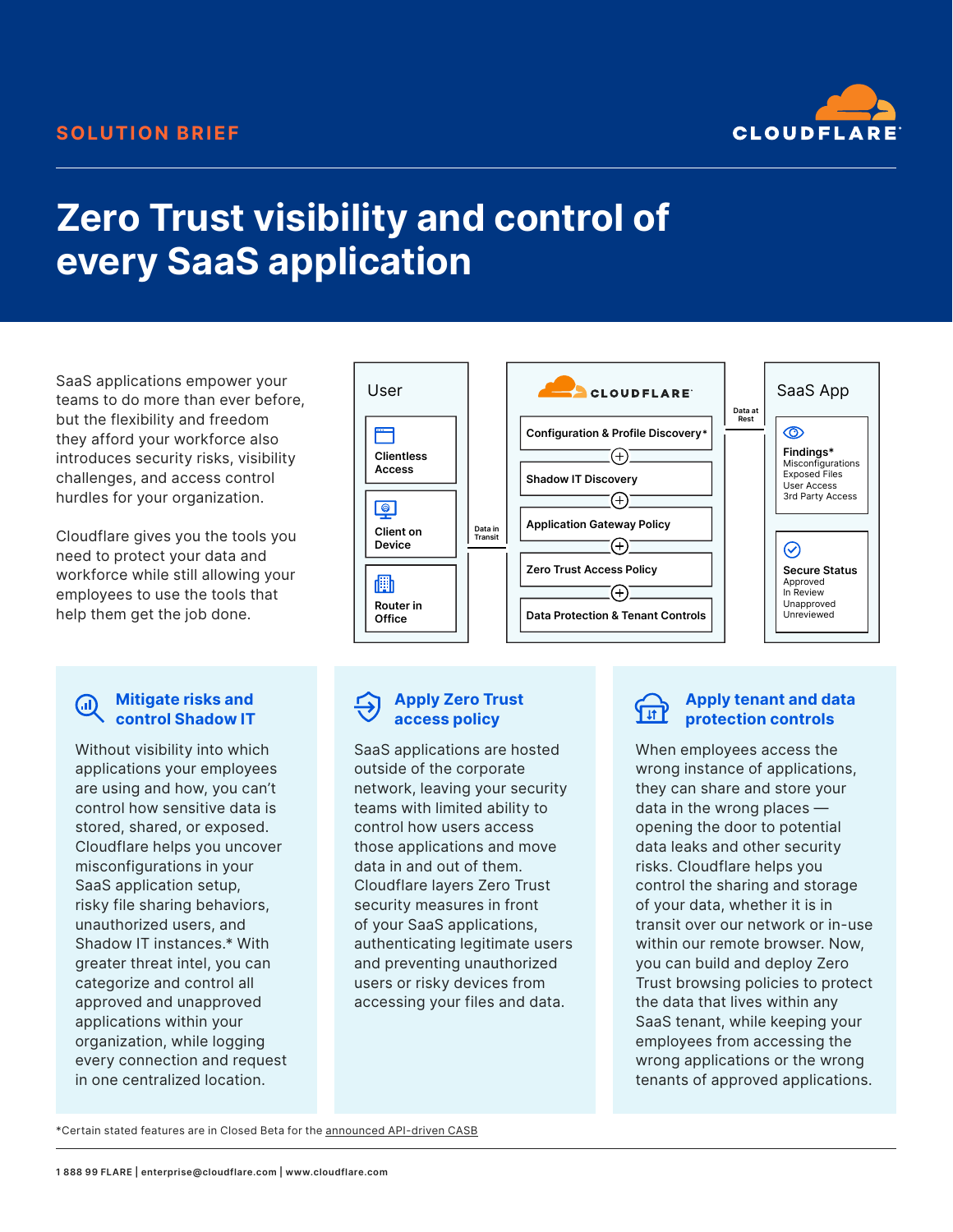SOLUTION BRIEF

# Zero Trust visibility and control of every SaaS application

SaaS applications empower your teams to do more than ever before, but the flexibility and freedom they afford your workforce also introduces security risks, visibility challenges, and access control hurdles for your organization.

Cloudflare gives you the tools you need to protect your data and workforce while still allowing your employees to use the tools that help them get the job done.

**User**
- Clientless Access
- Client on Device
- Router in Office

Data in Transit

**CLOUDFLARE**
- Configuration & Profile Discovery*
- Shadow IT Discovery
- Application Gateway Policy
- Zero Trust Access Policy
- Data Protection & Tenant Controls

Data at Rest

**SaaS App**
- **Findings***: Misconfigurations, Exposed Files, User Access, 3rd Party Access
- **Secure Status**: Approved, In Review, Unapproved, Unreviewed

## Mitigate risks and control Shadow IT

Without visibility into which applications your employees are using and how, you can't control how sensitive data is stored, shared, or exposed. Cloudflare helps you uncover misconfigurations in your SaaS application setup, risky file sharing behaviors, unauthorized users, and Shadow IT instances.* With greater threat intel, you can categorize and control all approved and unapproved applications within your organization, while logging every connection and request in one centralized location.

## Apply Zero Trust access policy

SaaS applications are hosted outside of the corporate network, leaving your security teams with limited ability to control how users access those applications and move data in and out of them. Cloudflare layers Zero Trust security measures in front of your SaaS applications, authenticating legitimate users and preventing unauthorized users or risky devices from accessing your files and data.

## Apply tenant and data protection controls

When employees access the wrong instance of applications, they can share and store your data in the wrong places — opening the door to potential data leaks and other security risks. Cloudflare helps you control the sharing and storage of your data, whether it is in transit over our network or in-use within our remote browser. Now, you can build and deploy Zero Trust browsing policies to protect the data that lives within any SaaS tenant, while keeping your employees from accessing the wrong applications or the wrong tenants of approved applications.

*Certain stated features are in Closed Beta for the announced API-driven CASB

1 888 99 FLARE | enterprise@cloudflare.com | www.cloudflare.com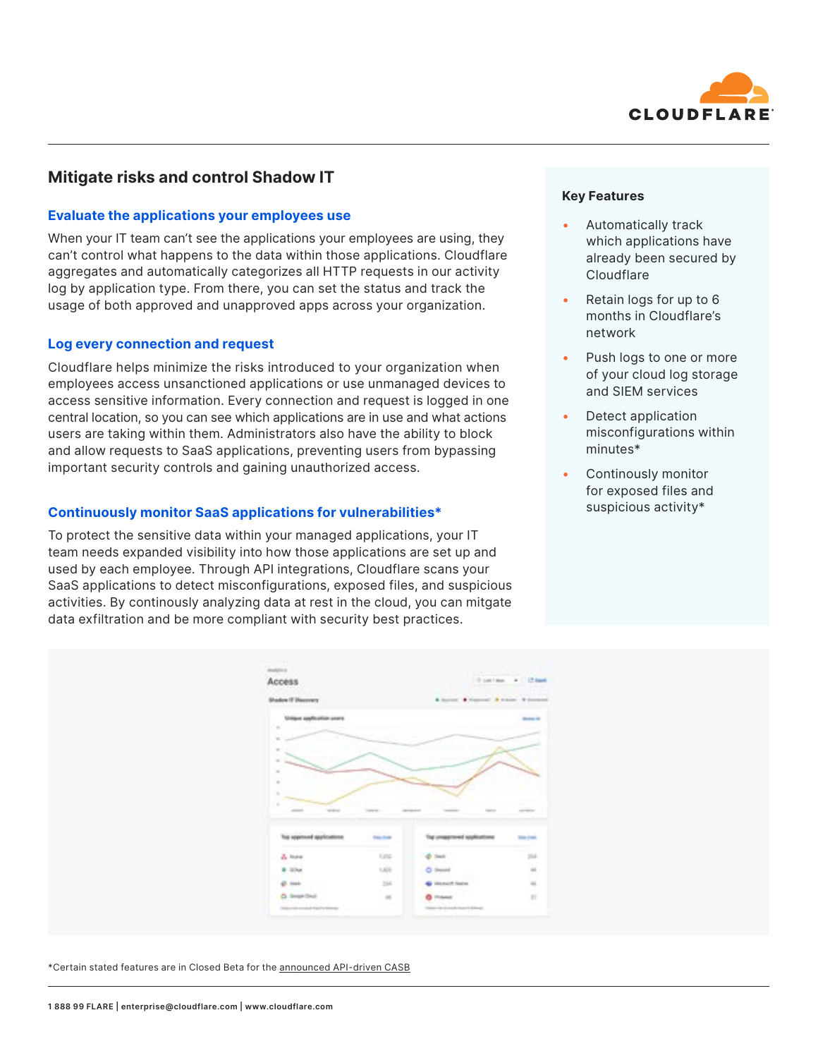## Mitigate risks and control Shadow IT

### Evaluate the applications your employees use

When your IT team can't see the applications your employees are using, they can't control what happens to the data within those applications. Cloudflare aggregates and automatically categorizes all HTTP requests in our activity log by application type. From there, you can set the status and track the usage of both approved and unapproved apps across your organization.

### Log every connection and request

Cloudflare helps minimize the risks introduced to your organization when employees access unsanctioned applications or use unmanaged devices to access sensitive information. Every connection and request is logged in one central location, so you can see which applications are in use and what actions users are taking within them. Administrators also have the ability to block and allow requests to SaaS applications, preventing users from bypassing important security controls and gaining unauthorized access.

### Continuously monitor SaaS applications for vulnerabilities*

To protect the sensitive data within your managed applications, your IT team needs expanded visibility into how those applications are set up and used by each employee. Through API integrations, Cloudflare scans your SaaS applications to detect misconfigurations, exposed files, and suspicious activities. By continously analyzing data at rest in the cloud, you can mitgate data exfiltration and be more compliant with security best practices.

### Key Features

- Automatically track which applications have already been secured by Cloudflare
- Retain logs for up to 6 months in Cloudflare's network
- Push logs to one or more of your cloud log storage and SIEM services
- Detect application misconfigurations within minutes*
- Continously monitor for exposed files and suspicious activity*

*Certain stated features are in Closed Beta for the announced API-driven CASB

1 888 99 FLARE | enterprise@cloudflare.com | www.cloudflare.com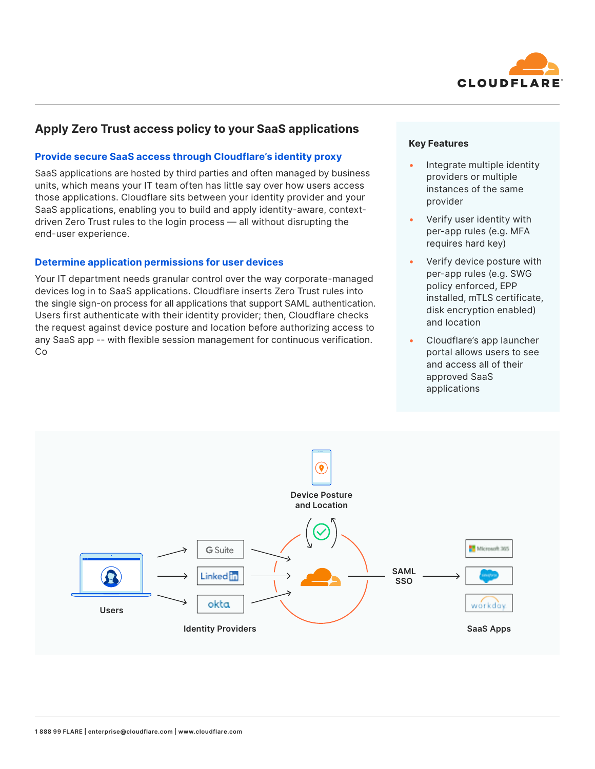## Apply Zero Trust access policy to your SaaS applications

### Provide secure SaaS access through Cloudflare's identity proxy

SaaS applications are hosted by third parties and often managed by business units, which means your IT team often has little say over how users access those applications. Cloudflare sits between your identity provider and your SaaS applications, enabling you to build and apply identity-aware, context-driven Zero Trust rules to the login process — all without disrupting the end-user experience.

### Determine application permissions for user devices

Your IT department needs granular control over the way corporate-managed devices log in to SaaS applications. Cloudflare inserts Zero Trust rules into the single sign-on process for all applications that support SAML authentication. Users first authenticate with their identity provider; then, Cloudflare checks the request against device posture and location before authorizing access to any SaaS app -- with flexible session management for continuous verification. Co

### Key Features

- Integrate multiple identity providers or multiple instances of the same provider
- Verify user identity with per-app rules (e.g. MFA requires hard key)
- Verify device posture with per-app rules (e.g. SWG policy enforced, EPP installed, mTLS certificate, disk encryption enabled) and location
- Cloudflare's app launcher portal allows users to see and access all of their approved SaaS applications

Device Posture and Location

Users

G Suite | LinkedIn | okta

Identity Providers

SAML SSO

SaaS Apps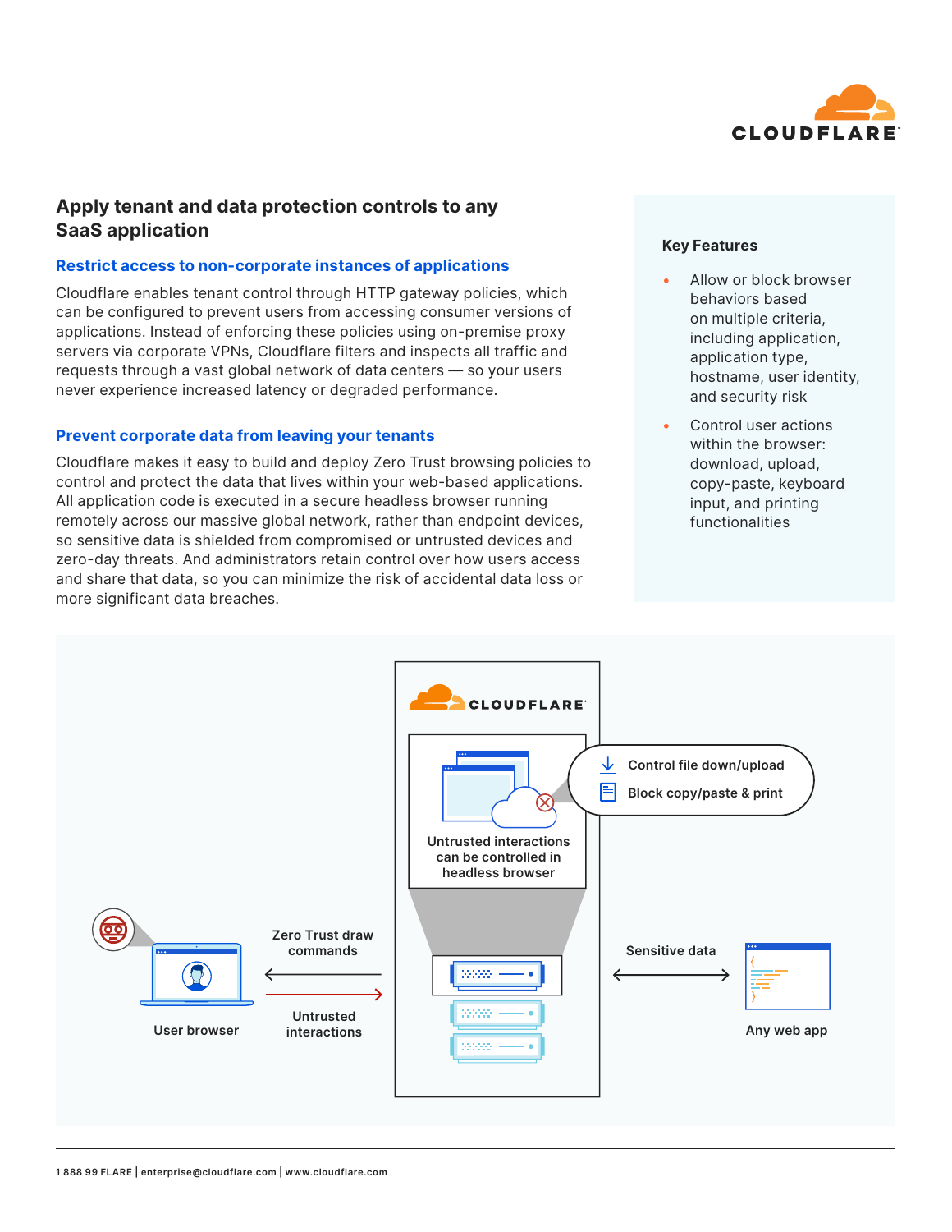## Apply tenant and data protection controls to any SaaS application

### Restrict access to non-corporate instances of applications

Cloudflare enables tenant control through HTTP gateway policies, which can be configured to prevent users from accessing consumer versions of applications. Instead of enforcing these policies using on-premise proxy servers via corporate VPNs, Cloudflare filters and inspects all traffic and requests through a vast global network of data centers — so your users never experience increased latency or degraded performance.

### Prevent corporate data from leaving your tenants

Cloudflare makes it easy to build and deploy Zero Trust browsing policies to control and protect the data that lives within your web-based applications. All application code is executed in a secure headless browser running remotely across our massive global network, rather than endpoint devices, so sensitive data is shielded from compromised or untrusted devices and zero-day threats. And administrators retain control over how users access and share that data, so you can minimize the risk of accidental data loss or more significant data breaches.

### Key Features

- Allow or block browser behaviors based on multiple criteria, including application, application type, hostname, user identity, and security risk
- Control user actions within the browser: download, upload, copy-paste, keyboard input, and printing functionalities

CLOUDFLARE

Untrusted interactions can be controlled in headless browser

Control file down/upload

Block copy/paste & print

Zero Trust draw commands

Untrusted interactions

Sensitive data

User browser

Any web app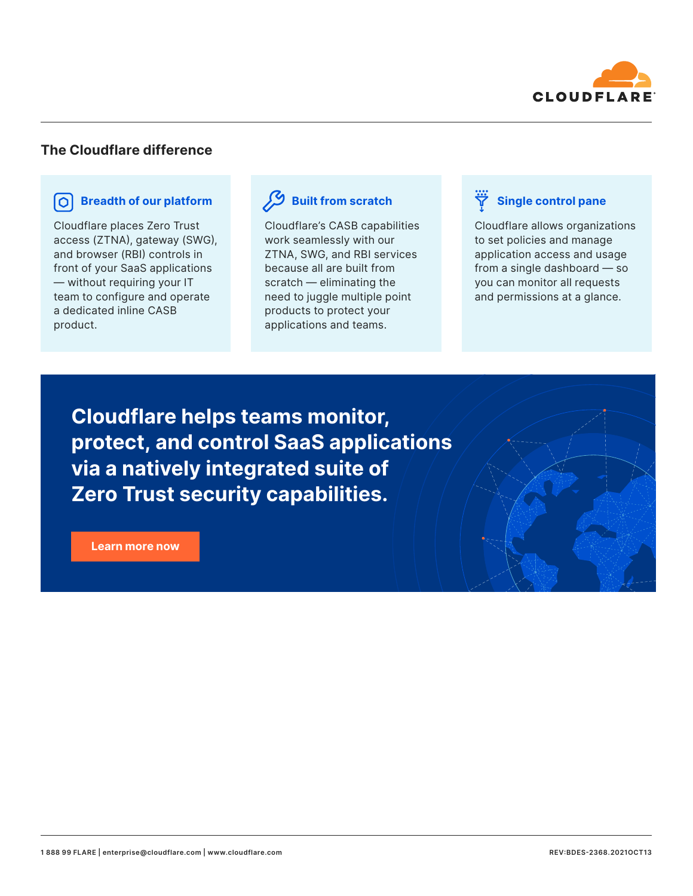## The Cloudflare difference

### Breadth of our platform

Cloudflare places Zero Trust access (ZTNA), gateway (SWG), and browser (RBI) controls in front of your SaaS applications — without requiring your IT team to configure and operate a dedicated inline CASB product.

### Built from scratch

Cloudflare's CASB capabilities work seamlessly with our ZTNA, SWG, and RBI services because all are built from scratch — eliminating the need to juggle multiple point products to protect your applications and teams.

### Single control pane

Cloudflare allows organizations to set policies and manage application access and usage from a single dashboard — so you can monitor all requests and permissions at a glance.

## Cloudflare helps teams monitor, protect, and control SaaS applications via a natively integrated suite of Zero Trust security capabilities.

Learn more now

1 888 99 FLARE | enterprise@cloudflare.com | www.cloudflare.com

REV:BDES-2368.2021OCT13